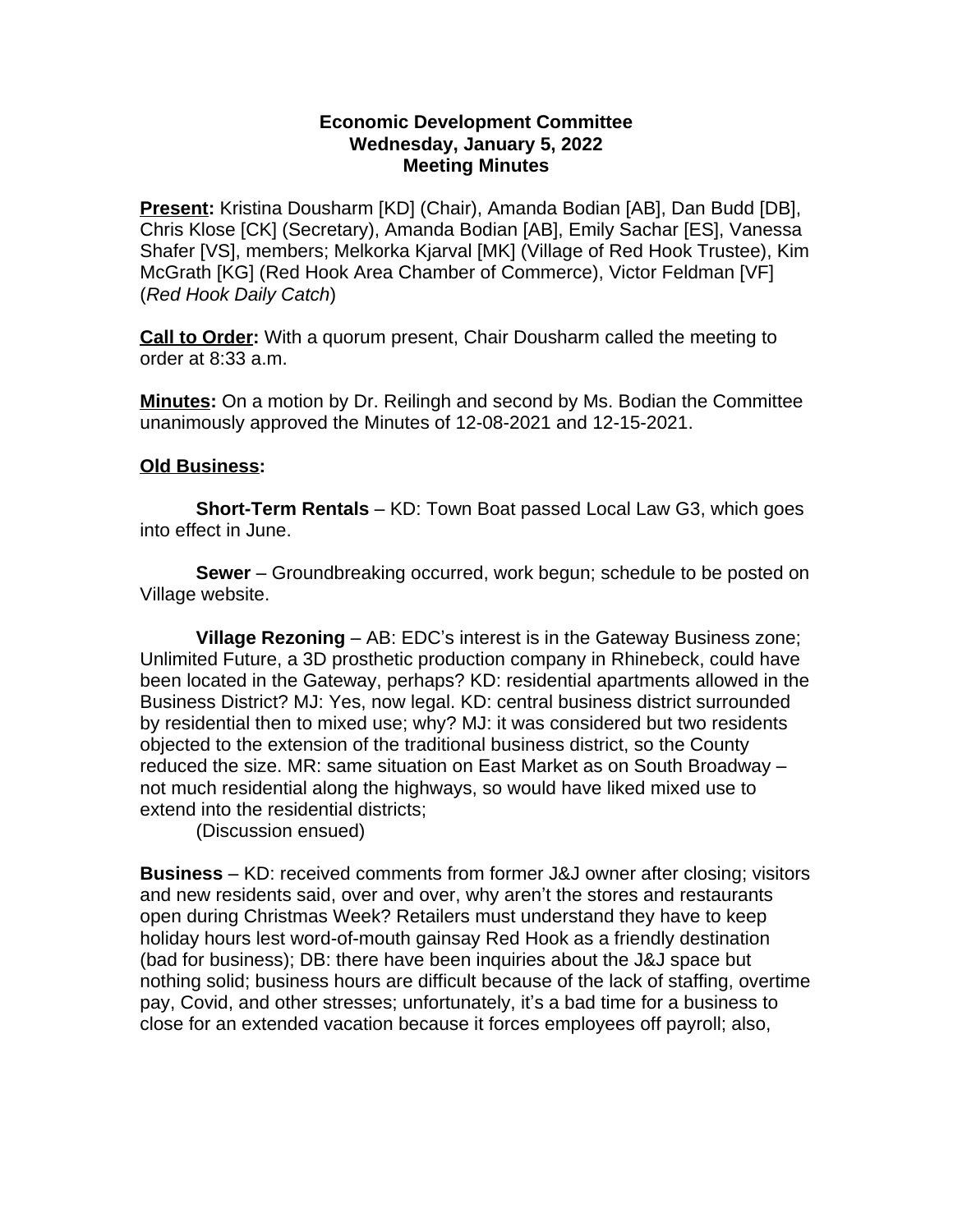**Economic Development Committee**
**Wednesday, January 5, 2022**
**Meeting Minutes**

**Present:** Kristina Dousharm [KD] (Chair), Amanda Bodian [AB], Dan Budd [DB], Chris Klose [CK] (Secretary), Amanda Bodian [AB], Emily Sachar [ES], Vanessa Shafer [VS], members; Melkorka Kjarval [MK] (Village of Red Hook Trustee), Kim McGrath [KG] (Red Hook Area Chamber of Commerce), Victor Feldman [VF] (*Red Hook Daily Catch*)

**Call to Order:** With a quorum present, Chair Dousharm called the meeting to order at 8:33 a.m.

**Minutes:** On a motion by Dr. Reilingh and second by Ms. Bodian the Committee unanimously approved the Minutes of 12-08-2021 and 12-15-2021.

**Old Business:**

**Short-Term Rentals** – KD: Town Boat passed Local Law G3, which goes into effect in June.

**Sewer** – Groundbreaking occurred, work begun; schedule to be posted on Village website.

**Village Rezoning** – AB: EDC's interest is in the Gateway Business zone; Unlimited Future, a 3D prosthetic production company in Rhinebeck, could have been located in the Gateway, perhaps? KD: residential apartments allowed in the Business District? MJ: Yes, now legal. KD: central business district surrounded by residential then to mixed use; why? MJ: it was considered but two residents objected to the extension of the traditional business district, so the County reduced the size. MR: same situation on East Market as on South Broadway – not much residential along the highways, so would have liked mixed use to extend into the residential districts;
(Discussion ensued)

**Business** – KD: received comments from former J&J owner after closing; visitors and new residents said, over and over, why aren't the stores and restaurants open during Christmas Week? Retailers must understand they have to keep holiday hours lest word-of-mouth gainsay Red Hook as a friendly destination (bad for business); DB: there have been inquiries about the J&J space but nothing solid; business hours are difficult because of the lack of staffing, overtime pay, Covid, and other stresses; unfortunately, it's a bad time for a business to close for an extended vacation because it forces employees off payroll; also,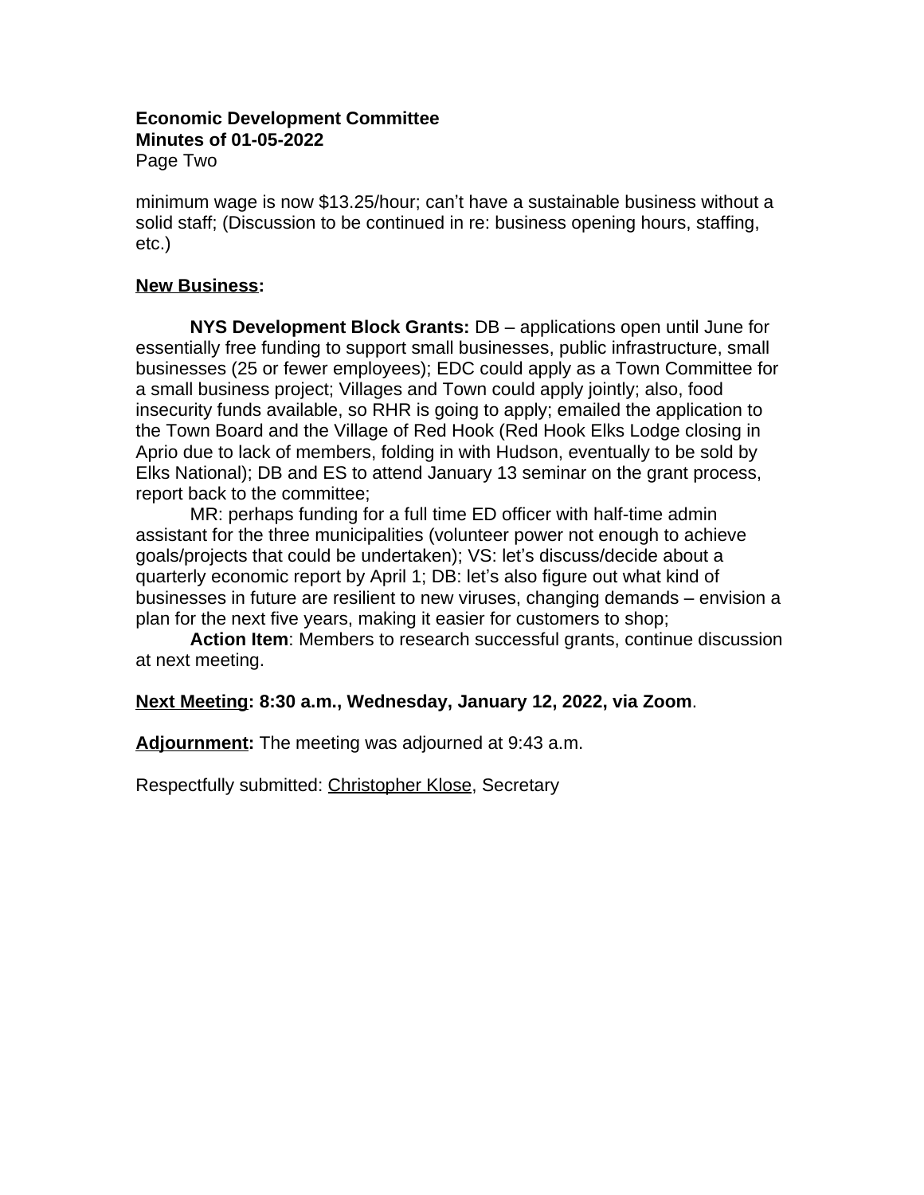**Economic Development Committee**
**Minutes of 01-05-2022**
Page Two

minimum wage is now $13.25/hour; can't have a sustainable business without a solid staff; (Discussion to be continued in re: business opening hours, staffing, etc.)

**New Business:**

**NYS Development Block Grants:** DB – applications open until June for essentially free funding to support small businesses, public infrastructure, small businesses (25 or fewer employees); EDC could apply as a Town Committee for a small business project; Villages and Town could apply jointly; also, food insecurity funds available, so RHR is going to apply; emailed the application to the Town Board and the Village of Red Hook (Red Hook Elks Lodge closing in Aprio due to lack of members, folding in with Hudson, eventually to be sold by Elks National); DB and ES to attend January 13 seminar on the grant process, report back to the committee;

MR: perhaps funding for a full time ED officer with half-time admin assistant for the three municipalities (volunteer power not enough to achieve goals/projects that could be undertaken); VS: let's discuss/decide about a quarterly economic report by April 1; DB: let's also figure out what kind of businesses in future are resilient to new viruses, changing demands – envision a plan for the next five years, making it easier for customers to shop;

**Action Item**: Members to research successful grants, continue discussion at next meeting.

**Next Meeting: 8:30 a.m., Wednesday, January 12, 2022, via Zoom**.

**Adjournment:** The meeting was adjourned at 9:43 a.m.

Respectfully submitted: Christopher Klose, Secretary